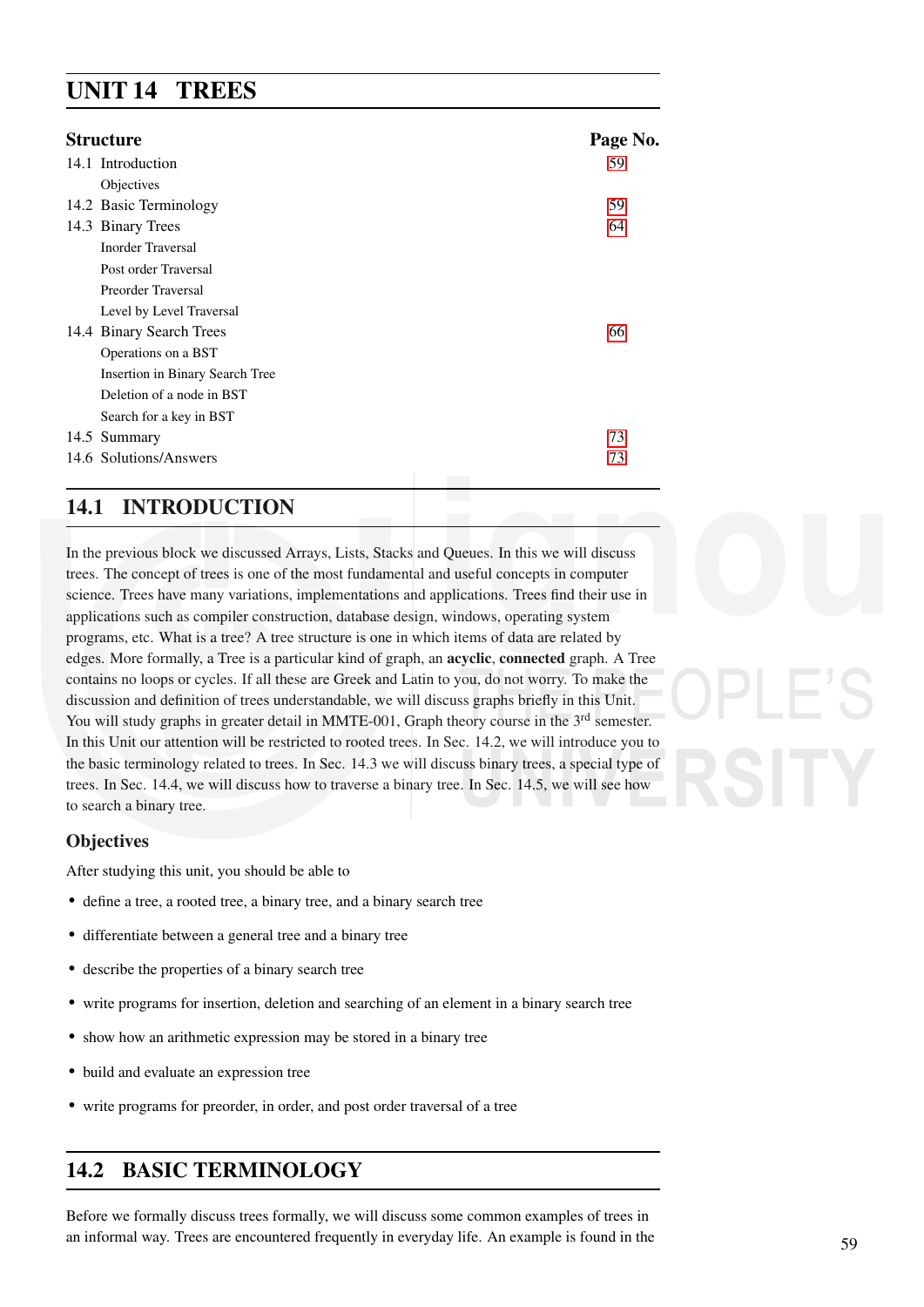# UNIT 14 TREES

| Structure | Page No. |
|---|---|
| 14.1 Introduction | 59 |
| Objectives | |
| 14.2 Basic Terminology | 59 |
| 14.3 Binary Trees | 64 |
| Inorder Traversal | |
| Post order Traversal | |
| Preorder Traversal | |
| Level by Level Traversal | |
| 14.4 Binary Search Trees | 66 |
| Operations on a BST | |
| Insertion in Binary Search Tree | |
| Deletion of a node in BST | |
| Search for a key in BST | |
| 14.5 Summary | 73 |
| 14.6 Solutions/Answers | 73 |

## 14.1 INTRODUCTION

In the previous block we discussed Arrays, Lists, Stacks and Queues. In this we will discuss trees. The concept of trees is one of the most fundamental and useful concepts in computer science. Trees have many variations, implementations and applications. Trees find their use in applications such as compiler construction, database design, windows, operating system programs, etc. What is a tree? A tree structure is one in which items of data are related by edges. More formally, a Tree is a particular kind of graph, an **acyclic**, **connected** graph. A Tree contains no loops or cycles. If all these are Greek and Latin to you, do not worry. To make the discussion and definition of trees understandable, we will discuss graphs briefly in this Unit. You will study graphs in greater detail in MMTE-001, Graph theory course in the 3rd semester. In this Unit our attention will be restricted to rooted trees. In Sec. 14.2, we will introduce you to the basic terminology related to trees. In Sec. 14.3 we will discuss binary trees, a special type of trees. In Sec. 14.4, we will discuss how to traverse a binary tree. In Sec. 14.5, we will see how to search a binary tree.

### Objectives

After studying this unit, you should be able to

- define a tree, a rooted tree, a binary tree, and a binary search tree
- differentiate between a general tree and a binary tree
- describe the properties of a binary search tree
- write programs for insertion, deletion and searching of an element in a binary search tree
- show how an arithmetic expression may be stored in a binary tree
- build and evaluate an expression tree
- write programs for preorder, in order, and post order traversal of a tree

## 14.2 BASIC TERMINOLOGY

Before we formally discuss trees formally, we will discuss some common examples of trees in an informal way. Trees are encountered frequently in everyday life. An example is found in the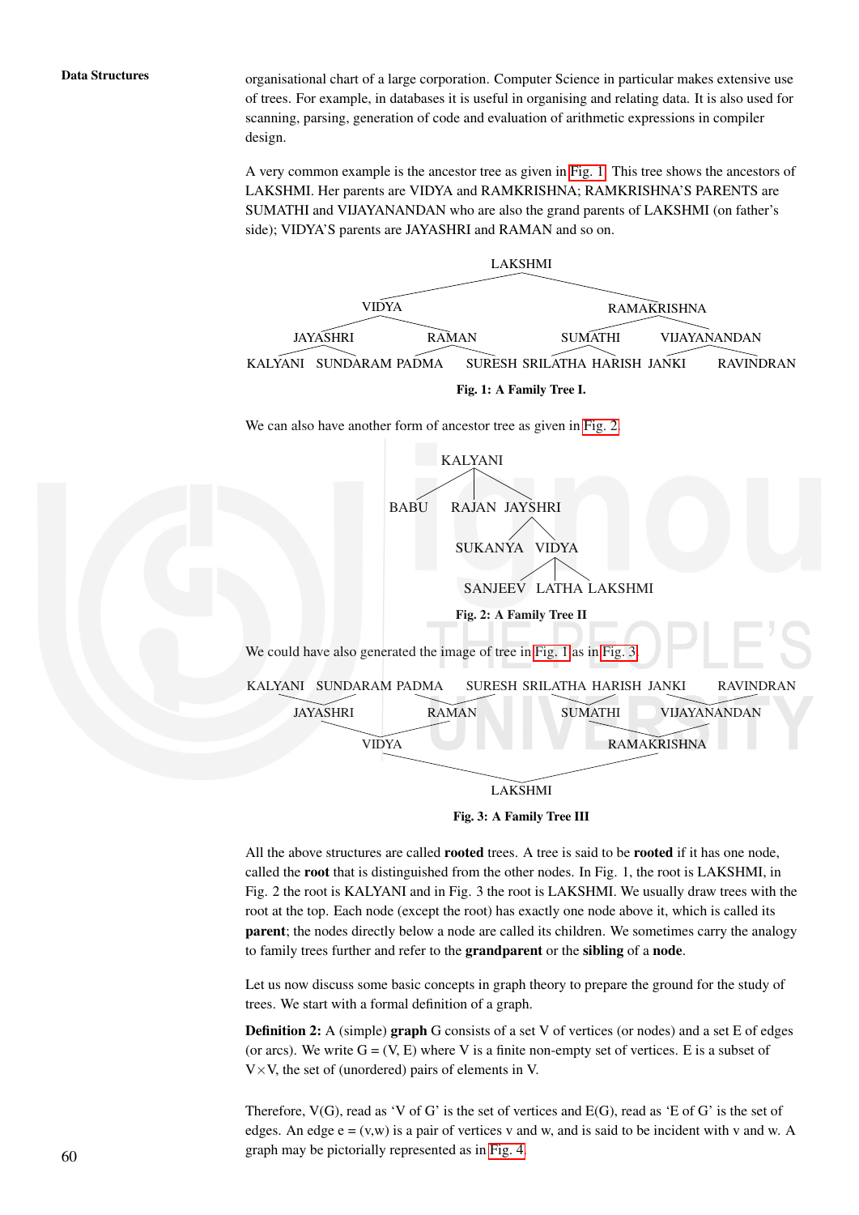organisational chart of a large corporation. Computer Science in particular makes extensive use of trees. For example, in databases it is useful in organising and relating data. It is also used for scanning, parsing, generation of code and evaluation of arithmetic expressions in compiler design.

A very common example is the ancestor tree as given in Fig. 1. This tree shows the ancestors of LAKSHMI. Her parents are VIDYA and RAMKRISHNA; RAMKRISHNA'S PARENTS are SUMATHI and VIJAYANANDAN who are also the grand parents of LAKSHMI (on father's side); VIDYA'S parents are JAYASHRI and RAMAN and so on.

```
                                LAKSHMI
                  VIDYA                           RAMAKRISHNA
        JAYASHRI          RAMAN            SUMATHI        VIJAYANANDAN
KALYANI  SUNDARAM  PADMA      SURESH  SRILATHA  HARISH  JANKI      RAVINDRAN
```

**Fig. 1: A Family Tree I.**

We can also have another form of ancestor tree as given in Fig. 2.

```
              KALYANI
    BABU      RAJAN   JAYSHRI
              SUKANYA   VIDYA
              SANJEEV   LATHA   LAKSHMI
```

**Fig. 2: A Family Tree II**

We could have also generated the image of tree in Fig. 1 as in Fig. 3.

```
KALYANI  SUNDARAM  PADMA      SURESH  SRILATHA  HARISH  JANKI      RAVINDRAN
        JAYASHRI          RAMAN            SUMATHI        VIJAYANANDAN
                  VIDYA                           RAMAKRISHNA
                                LAKSHMI
```

**Fig. 3: A Family Tree III**

All the above structures are called **rooted** trees. A tree is said to be **rooted** if it has one node, called the **root** that is distinguished from the other nodes. In Fig. 1, the root is LAKSHMI, in Fig. 2 the root is KALYANI and in Fig. 3 the root is LAKSHMI. We usually draw trees with the root at the top. Each node (except the root) has exactly one node above it, which is called its **parent**; the nodes directly below a node are called its children. We sometimes carry the analogy to family trees further and refer to the **grandparent** or the **sibling** of a **node**.

Let us now discuss some basic concepts in graph theory to prepare the ground for the study of trees. We start with a formal definition of a graph.

**Definition 2:** A (simple) **graph** G consists of a set V of vertices (or nodes) and a set E of edges (or arcs). We write G = (V, E) where V is a finite non-empty set of vertices. E is a subset of $V \times V$, the set of (unordered) pairs of elements in V.

Therefore, V(G), read as 'V of G' is the set of vertices and E(G), read as 'E of G' is the set of edges. An edge e = (v,w) is a pair of vertices v and w, and is said to be incident with v and w. A graph may be pictorially represented as in Fig. 4.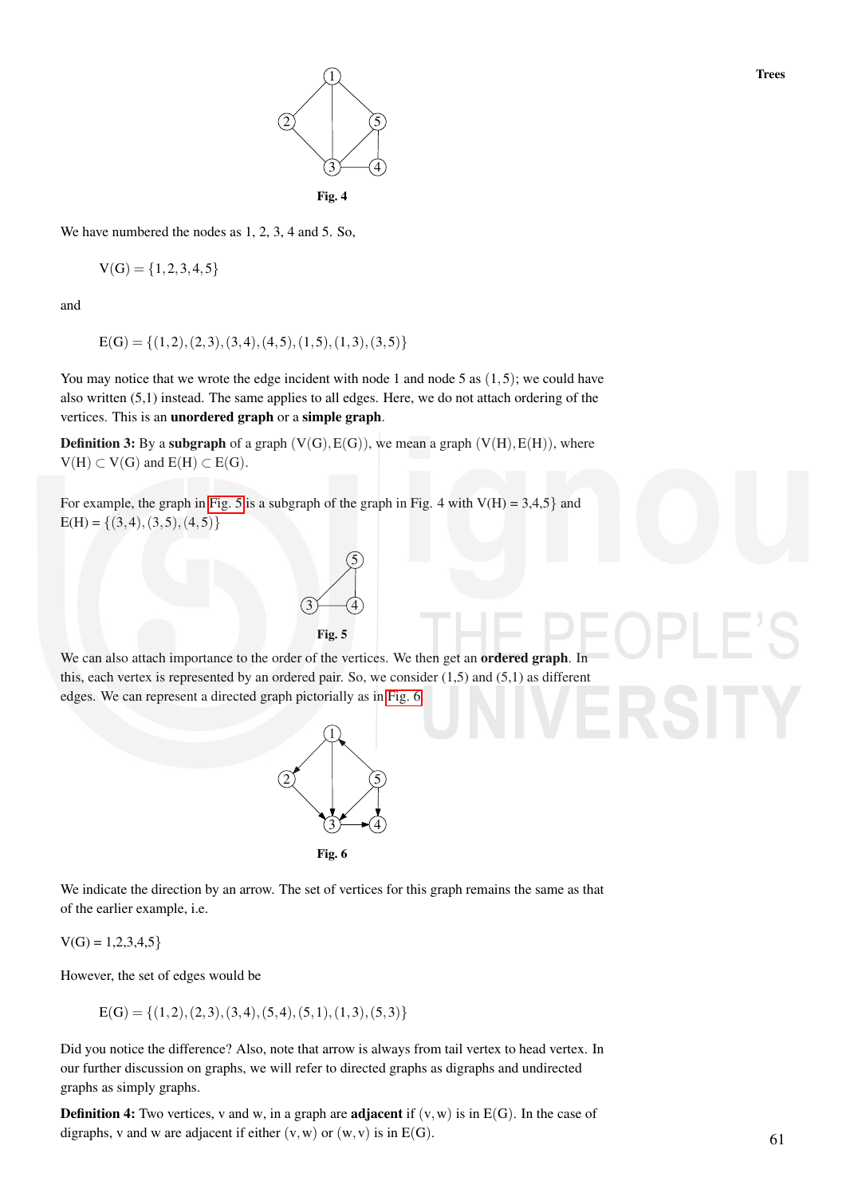Fig. 4

We have numbered the nodes as 1, 2, 3, 4 and 5. So,

$$V(G) = \{1,2,3,4,5\}$$

and

$$E(G) = \{(1,2),(2,3),(3,4),(4,5),(1,5),(1,3),(3,5)\}$$

You may notice that we wrote the edge incident with node 1 and node 5 as $(1,5)$; we could have also written (5,1) instead. The same applies to all edges. Here, we do not attach ordering of the vertices. This is an **unordered graph** or a **simple graph**.

**Definition 3:** By a **subgraph** of a graph $(V(G),E(G))$, we mean a graph $(V(H),E(H))$, where $V(H) \subset V(G)$ and $E(H) \subset E(G)$.

For example, the graph in Fig. 5 is a subgraph of the graph in Fig. 4 with V(H) = 3,4,5} and $E(H) = \{(3,4),(3,5),(4,5)\}$

Fig. 5

We can also attach importance to the order of the vertices. We then get an **ordered graph**. In this, each vertex is represented by an ordered pair. So, we consider (1,5) and (5,1) as different edges. We can represent a directed graph pictorially as in Fig. 6

Fig. 6

We indicate the direction by an arrow. The set of vertices for this graph remains the same as that of the earlier example, i.e.

V(G) = 1,2,3,4,5}

However, the set of edges would be

$$E(G) = \{(1,2),(2,3),(3,4),(5,4),(5,1),(1,3),(5,3)\}$$

Did you notice the difference? Also, note that arrow is always from tail vertex to head vertex. In our further discussion on graphs, we will refer to directed graphs as digraphs and undirected graphs as simply graphs.

**Definition 4:** Two vertices, v and w, in a graph are **adjacent** if $(v,w)$ is in $E(G)$. In the case of digraphs, v and w are adjacent if either $(v,w)$ or $(w,v)$ is in $E(G)$.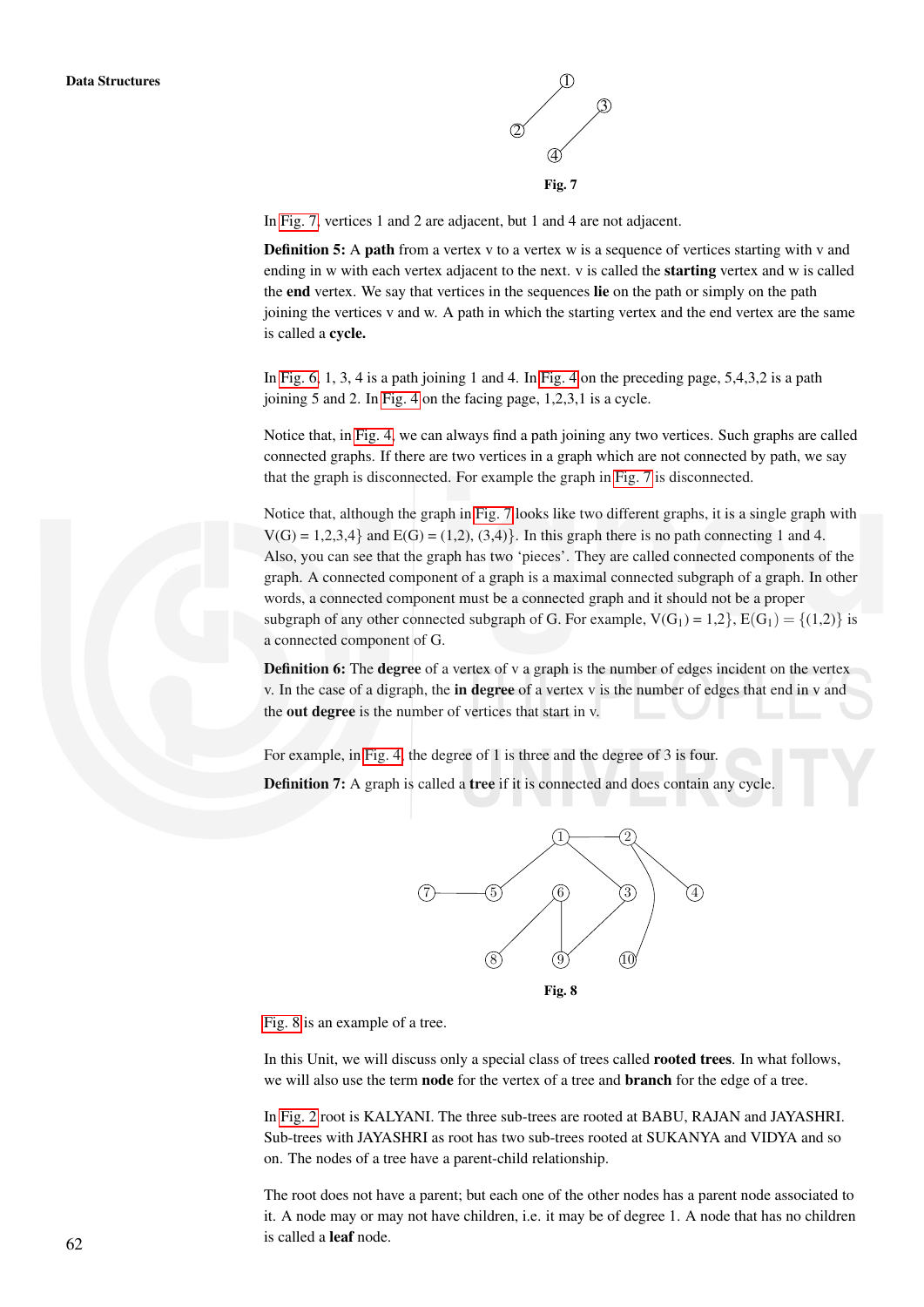Fig. 7

In Fig. 7, vertices 1 and 2 are adjacent, but 1 and 4 are not adjacent.

**Definition 5:** A **path** from a vertex v to a vertex w is a sequence of vertices starting with v and ending in w with each vertex adjacent to the next. v is called the **starting** vertex and w is called the **end** vertex. We say that vertices in the sequences **lie** on the path or simply on the path joining the vertices v and w. A path in which the starting vertex and the end vertex are the same is called a **cycle.**

In Fig. 6, 1, 3, 4 is a path joining 1 and 4. In Fig. 4 on the preceding page, 5,4,3,2 is a path joining 5 and 2. In Fig. 4 on the facing page, 1,2,3,1 is a cycle.

Notice that, in Fig. 4, we can always find a path joining any two vertices. Such graphs are called connected graphs. If there are two vertices in a graph which are not connected by path, we say that the graph is disconnected. For example the graph in Fig. 7 is disconnected.

Notice that, although the graph in Fig. 7 looks like two different graphs, it is a single graph with V(G) = 1,2,3,4} and E(G) = (1,2), (3,4)}. In this graph there is no path connecting 1 and 4. Also, you can see that the graph has two 'pieces'. They are called connected components of the graph. A connected component of a graph is a maximal connected subgraph of a graph. In other words, a connected component must be a connected graph and it should not be a proper subgraph of any other connected subgraph of G. For example, $V(G_1) = 1,2\}$, $E(G_1) = \{(1,2)\}$ is a connected component of G.

**Definition 6:** The **degree** of a vertex of v a graph is the number of edges incident on the vertex v. In the case of a digraph, the **in degree** of a vertex v is the number of edges that end in v and the **out degree** is the number of vertices that start in v.

For example, in Fig. 4, the degree of 1 is three and the degree of 3 is four.

**Definition 7:** A graph is called a **tree** if it is connected and does contain any cycle.

Fig. 8

Fig. 8 is an example of a tree.

In this Unit, we will discuss only a special class of trees called **rooted trees**. In what follows, we will also use the term **node** for the vertex of a tree and **branch** for the edge of a tree.

In Fig. 2 root is KALYANI. The three sub-trees are rooted at BABU, RAJAN and JAYASHRI. Sub-trees with JAYASHRI as root has two sub-trees rooted at SUKANYA and VIDYA and so on. The nodes of a tree have a parent-child relationship.

The root does not have a parent; but each one of the other nodes has a parent node associated to it. A node may or may not have children, i.e. it may be of degree 1. A node that has no children is called a **leaf** node.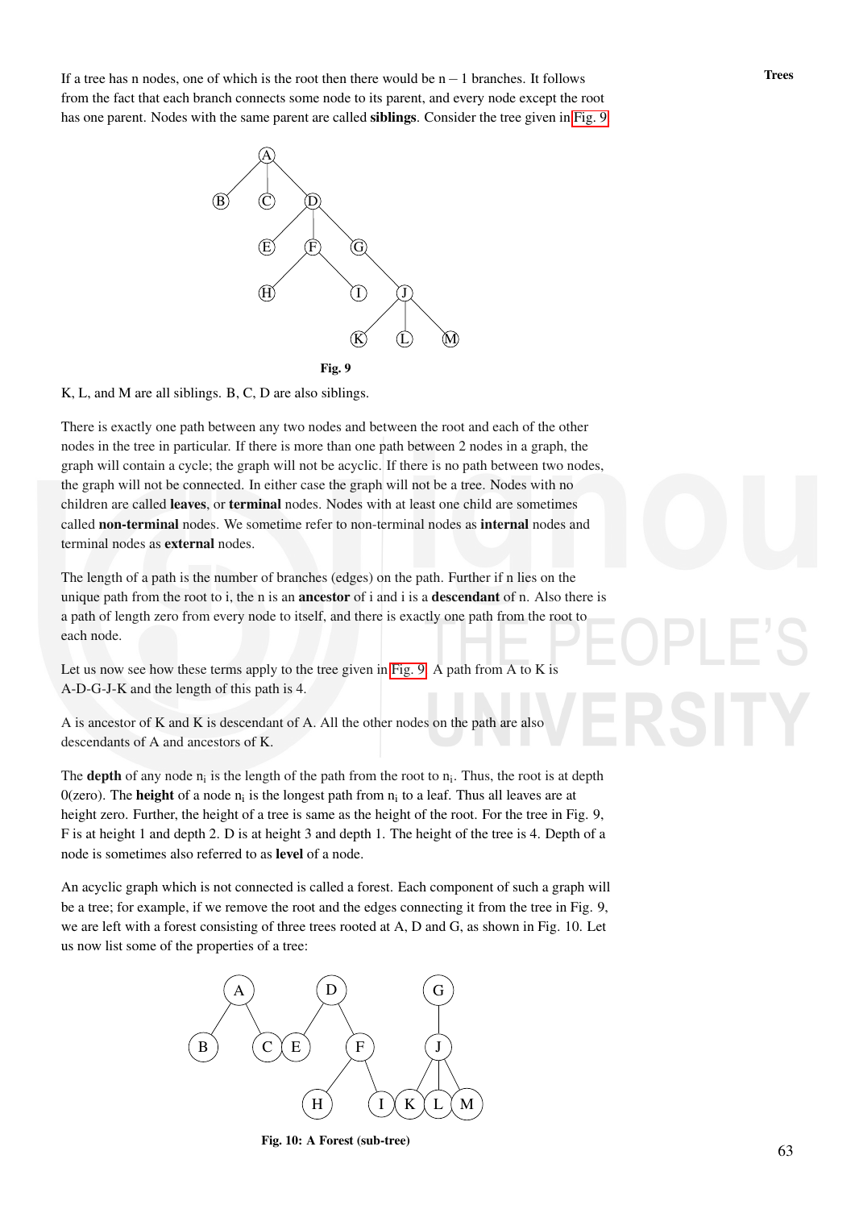If a tree has n nodes, one of which is the root then there would be n – 1 branches. It follows from the fact that each branch connects some node to its parent, and every node except the root has one parent. Nodes with the same parent are called **siblings**. Consider the tree given in Fig. 9

**Fig. 9**

K, L, and M are all siblings. B, C, D are also siblings.

There is exactly one path between any two nodes and between the root and each of the other nodes in the tree in particular. If there is more than one path between 2 nodes in a graph, the graph will contain a cycle; the graph will not be acyclic. If there is no path between two nodes, the graph will not be connected. In either case the graph will not be a tree. Nodes with no children are called **leaves**, or **terminal** nodes. Nodes with at least one child are sometimes called **non-terminal** nodes. We sometime refer to non-terminal nodes as **internal** nodes and terminal nodes as **external** nodes.

The length of a path is the number of branches (edges) on the path. Further if n lies on the unique path from the root to i, the n is an **ancestor** of i and i is a **descendant** of n. Also there is a path of length zero from every node to itself, and there is exactly one path from the root to each node.

Let us now see how these terms apply to the tree given in Fig. 9. A path from A to K is A-D-G-J-K and the length of this path is 4.

A is ancestor of K and K is descendant of A. All the other nodes on the path are also descendants of A and ancestors of K.

The **depth** of any node $n_i$ is the length of the path from the root to $n_i$. Thus, the root is at depth 0(zero). The **height** of a node $n_i$ is the longest path from $n_i$ to a leaf. Thus all leaves are at height zero. Further, the height of a tree is same as the height of the root. For the tree in Fig. 9, F is at height 1 and depth 2. D is at height 3 and depth 1. The height of the tree is 4. Depth of a node is sometimes also referred to as **level** of a node.

An acyclic graph which is not connected is called a forest. Each component of such a graph will be a tree; for example, if we remove the root and the edges connecting it from the tree in Fig. 9, we are left with a forest consisting of three trees rooted at A, D and G, as shown in Fig. 10. Let us now list some of the properties of a tree:

**Fig. 10: A Forest (sub-tree)**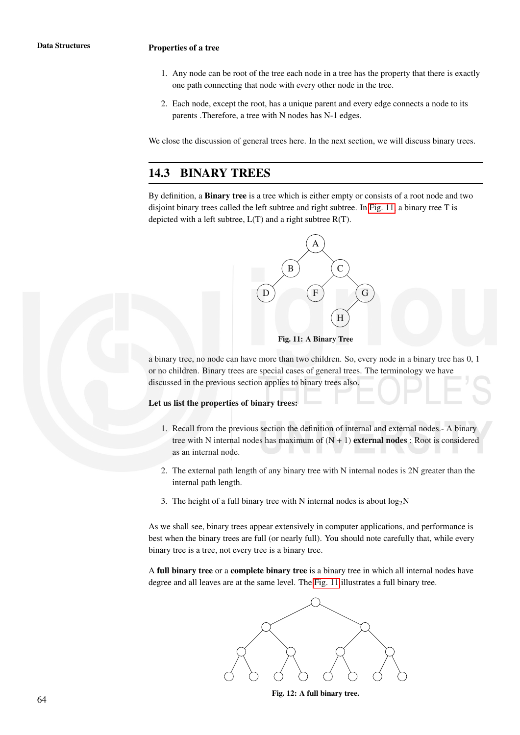**Properties of a tree**

1. Any node can be root of the tree each node in a tree has the property that there is exactly one path connecting that node with every other node in the tree.
2. Each node, except the root, has a unique parent and every edge connects a node to its parents .Therefore, a tree with N nodes has N-1 edges.

We close the discussion of general trees here. In the next section, we will discuss binary trees.

## 14.3 BINARY TREES

By definition, a **Binary tree** is a tree which is either empty or consists of a root node and two disjoint binary trees called the left subtree and right subtree. In Fig. 11, a binary tree T is depicted with a left subtree, L(T) and a right subtree R(T).

**Fig. 11: A Binary Tree**

a binary tree, no node can have more than two children. So, every node in a binary tree has 0, 1 or no children. Binary trees are special cases of general trees. The terminology we have discussed in the previous section applies to binary trees also.

**Let us list the properties of binary trees:**

1. Recall from the previous section the definition of internal and external nodes.- A binary tree with N internal nodes has maximum of (N + 1) **external nodes** : Root is considered as an internal node.
2. The external path length of any binary tree with N internal nodes is 2N greater than the internal path length.
3. The height of a full binary tree with N internal nodes is about $\log_2 N$

As we shall see, binary trees appear extensively in computer applications, and performance is best when the binary trees are full (or nearly full). You should note carefully that, while every binary tree is a tree, not every tree is a binary tree.

A **full binary tree** or a **complete binary tree** is a binary tree in which all internal nodes have degree and all leaves are at the same level. The Fig. 11 illustrates a full binary tree.

**Fig. 12: A full binary tree.**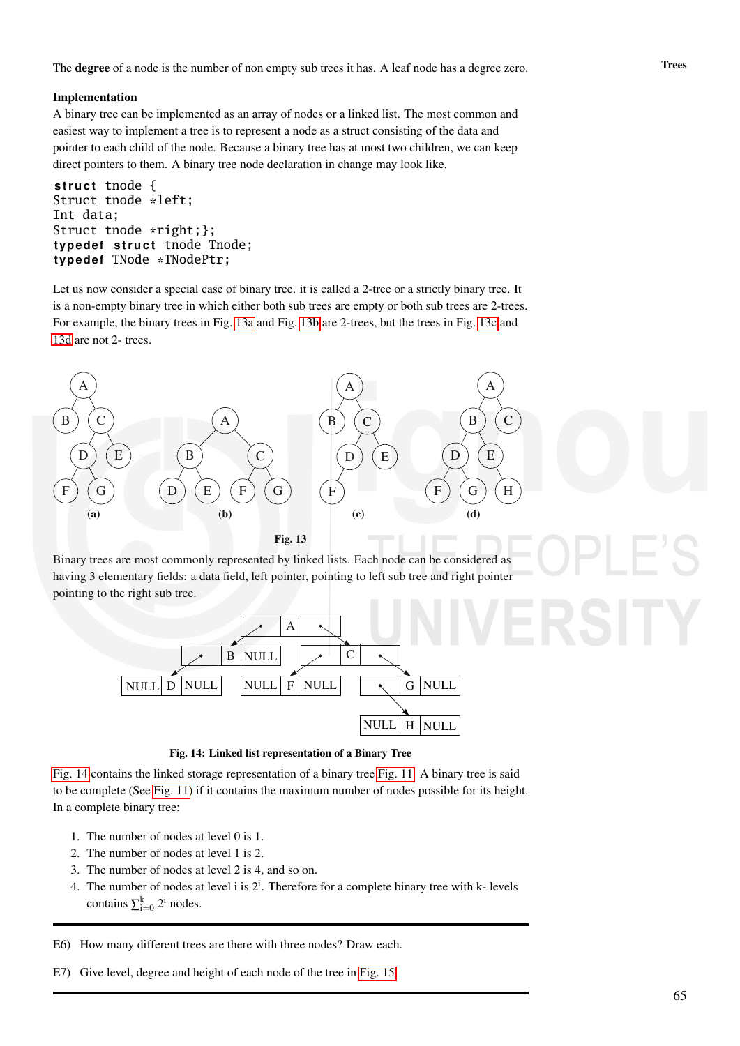The **degree** of a node is the number of non empty sub trees it has. A leaf node has a degree zero.

**Implementation**

A binary tree can be implemented as an array of nodes or a linked list. The most common and easiest way to implement a tree is to represent a node as a struct consisting of the data and pointer to each child of the node. Because a binary tree has at most two children, we can keep direct pointers to them. A binary tree node declaration in change may look like.

```
struct tnode {
Struct tnode *left;
Int data;
Struct tnode *right;};
typedef struct tnode Tnode;
typedef TNode *TNodePtr;
```

Let us now consider a special case of binary tree. it is called a 2-tree or a strictly binary tree. It is a non-empty binary tree in which either both sub trees are empty or both sub trees are 2-trees. For example, the binary trees in Fig. 13a and Fig. 13b are 2-trees, but the trees in Fig. 13c and 13d are not 2- trees.

Fig. 13

Binary trees are most commonly represented by linked lists. Each node can be considered as having 3 elementary fields: a data field, left pointer, pointing to left sub tree and right pointer pointing to the right sub tree.

**Fig. 14: Linked list representation of a Binary Tree**

Fig. 14 contains the linked storage representation of a binary tree Fig. 11. A binary tree is said to be complete (See Fig. 11) if it contains the maximum number of nodes possible for its height. In a complete binary tree:

1. The number of nodes at level 0 is 1.
2. The number of nodes at level 1 is 2.
3. The number of nodes at level 2 is 4, and so on.
4. The number of nodes at level i is $2^i$. Therefore for a complete binary tree with k- levels contains $\sum_{i=0}^{k} 2^i$ nodes.

---

E6) How many different trees are there with three nodes? Draw each.

E7) Give level, degree and height of each node of the tree in Fig. 15

---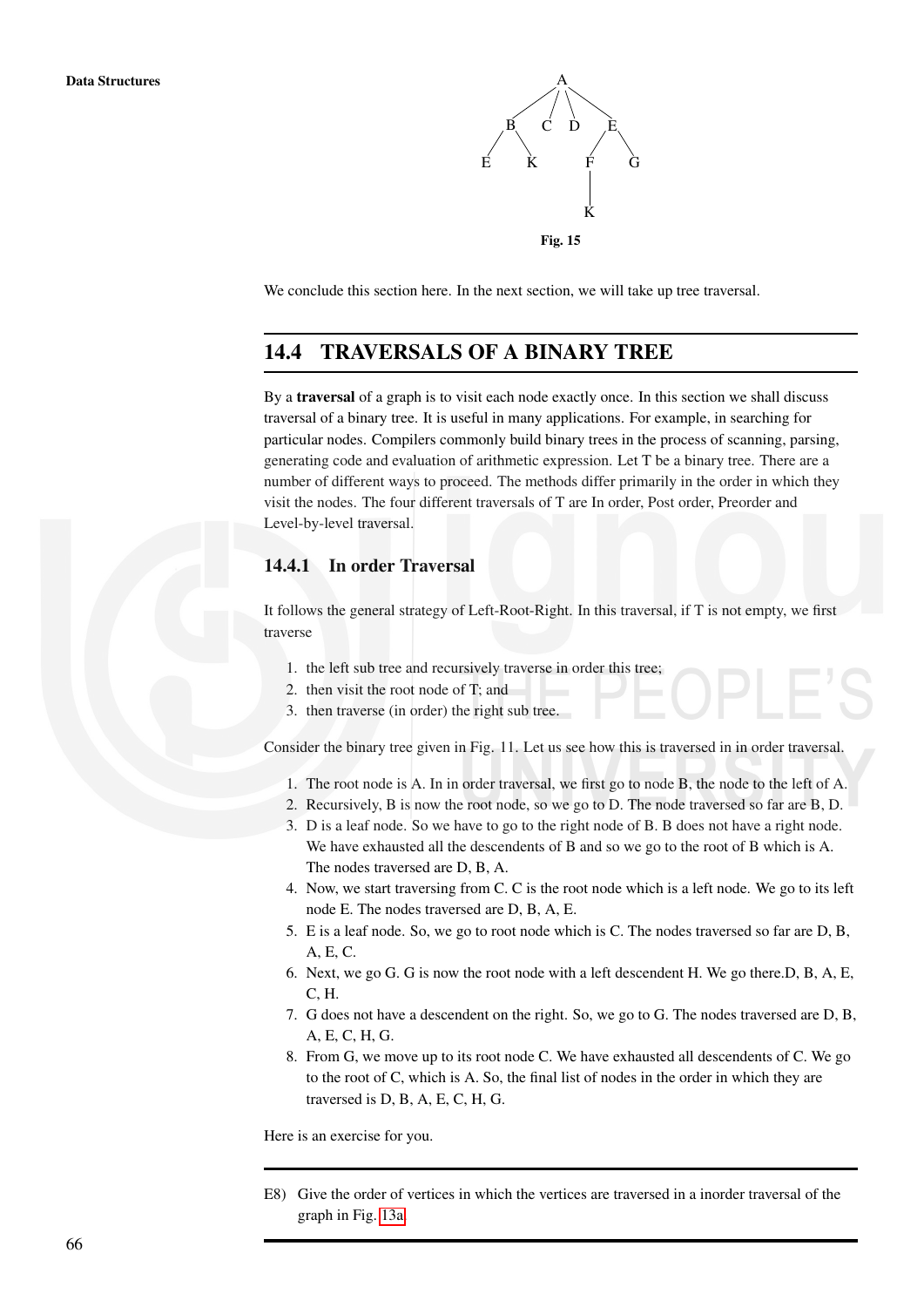A

B C D E

E K F G

K

**Fig. 15**

We conclude this section here. In the next section, we will take up tree traversal.

## 14.4 TRAVERSALS OF A BINARY TREE

By a **traversal** of a graph is to visit each node exactly once. In this section we shall discuss traversal of a binary tree. It is useful in many applications. For example, in searching for particular nodes. Compilers commonly build binary trees in the process of scanning, parsing, generating code and evaluation of arithmetic expression. Let T be a binary tree. There are a number of different ways to proceed. The methods differ primarily in the order in which they visit the nodes. The four different traversals of T are In order, Post order, Preorder and Level-by-level traversal.

### 14.4.1 In order Traversal

It follows the general strategy of Left-Root-Right. In this traversal, if T is not empty, we first traverse

1. the left sub tree and recursively traverse in order this tree;
2. then visit the root node of T; and
3. then traverse (in order) the right sub tree.

Consider the binary tree given in Fig. 11. Let us see how this is traversed in in order traversal.

1. The root node is A. In in order traversal, we first go to node B, the node to the left of A.
2. Recursively, B is now the root node, so we go to D. The node traversed so far are B, D.
3. D is a leaf node. So we have to go to the right node of B. B does not have a right node. We have exhausted all the descendents of B and so we go to the root of B which is A. The nodes traversed are D, B, A.
4. Now, we start traversing from C. C is the root node which is a left node. We go to its left node E. The nodes traversed are D, B, A, E.
5. E is a leaf node. So, we go to root node which is C. The nodes traversed so far are D, B, A, E, C.
6. Next, we go G. G is now the root node with a left descendent H. We go there.D, B, A, E, C, H.
7. G does not have a descendent on the right. So, we go to G. The nodes traversed are D, B, A, E, C, H, G.
8. From G, we move up to its root node C. We have exhausted all descendents of C. We go to the root of C, which is A. So, the final list of nodes in the order in which they are traversed is D, B, A, E, C, H, G.

Here is an exercise for you.

---

E8) Give the order of vertices in which the vertices are traversed in a inorder traversal of the graph in Fig. 13a.

---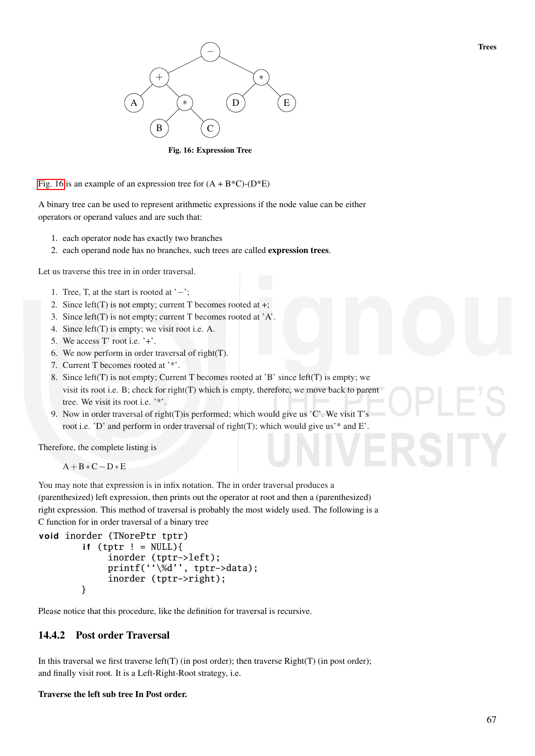Fig. 16: Expression Tree

Fig. 16 is an example of an expression tree for (A + B*C)-(D*E)

A binary tree can be used to represent arithmetic expressions if the node value can be either operators or operand values and are such that:

1. each operator node has exactly two branches
2. each operand node has no branches, such trees are called **expression trees**.

Let us traverse this tree in in order traversal.

1. Tree, T, at the start is rooted at '−';
2. Since left(T) is not empty; current T becomes rooted at +;
3. Since left(T) is not empty; current T becomes rooted at 'A'.
4. Since left(T) is empty; we visit root i.e. A.
5. We access T' root i.e. '+'.
6. We now perform in order traversal of right(T).
7. Current T becomes rooted at '*'.
8. Since left(T) is not empty; Current T becomes rooted at 'B' since left(T) is empty; we visit its root i.e. B; check for right(T) which is empty, therefore, we move back to parent tree. We visit its root i.e. '*'.
9. Now in order traversal of right(T)is performed; which would give us 'C'. We visit T's root i.e. 'D' and perform in order traversal of right(T); which would give us'* and E'.

Therefore, the complete listing is

$$A + B * C - D * E$$

You may note that expression is in infix notation. The in order traversal produces a (parenthesized) left expression, then prints out the operator at root and then a (parenthesized) right expression. This method of traversal is probably the most widely used. The following is a C function for in order traversal of a binary tree

```
void inorder (TNorePtr tptr)
        if (tptr ! = NULL){
             inorder (tptr->left);
             printf(''\%d'', tptr->data);
             inorder (tptr->right);
        }
```

Please notice that this procedure, like the definition for traversal is recursive.

### 14.4.2 Post order Traversal

In this traversal we first traverse left(T) (in post order); then traverse Right(T) (in post order); and finally visit root. It is a Left-Right-Root strategy, i.e.

**Traverse the left sub tree In Post order.**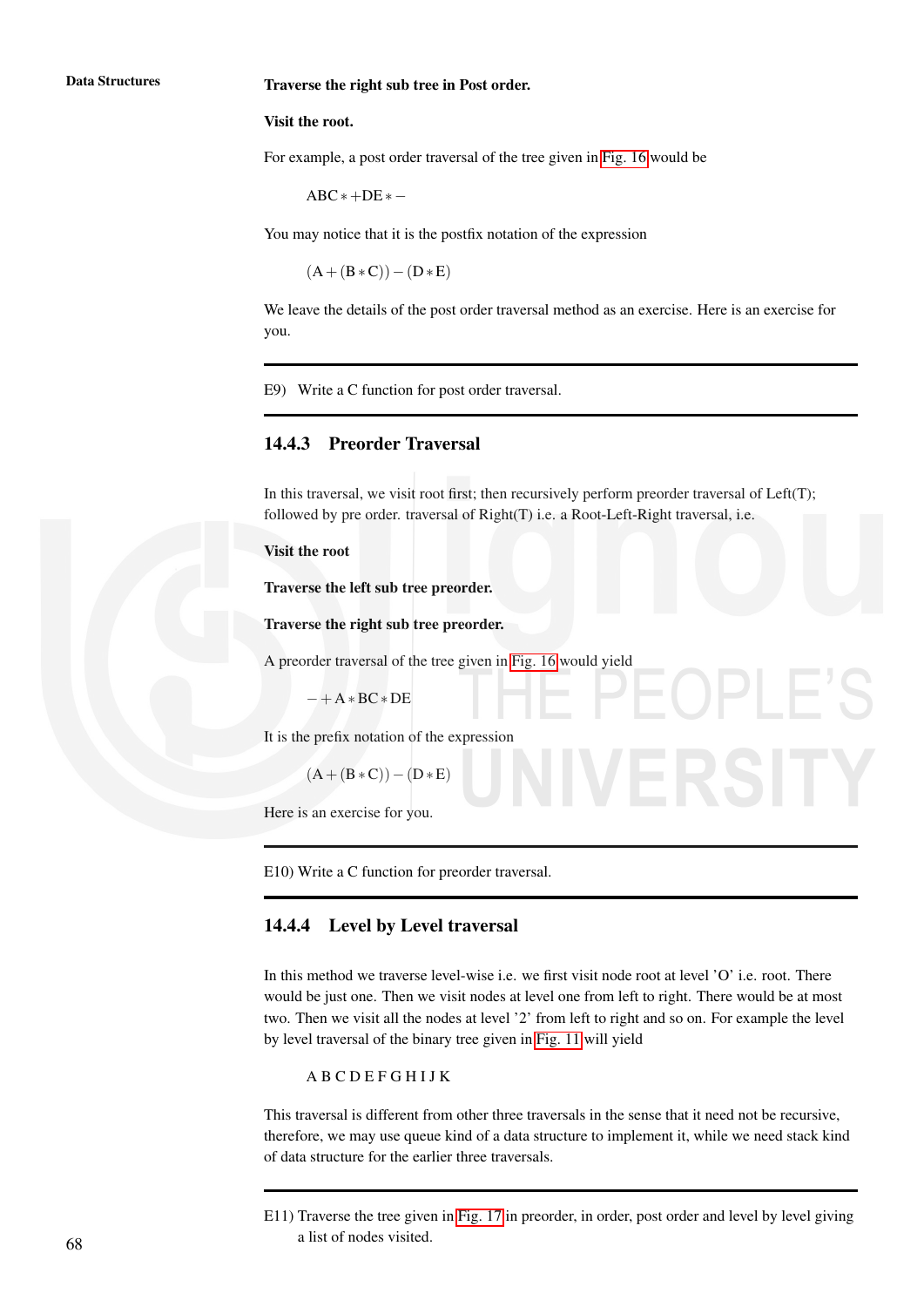**Traverse the right sub tree in Post order.**

**Visit the root.**

For example, a post order traversal of the tree given in Fig. 16 would be

$$ABC*+DE*-$$

You may notice that it is the postfix notation of the expression

$$(A+(B*C))-(D*E)$$

We leave the details of the post order traversal method as an exercise. Here is an exercise for you.

---

E9) Write a C function for post order traversal.

---

### 14.4.3 Preorder Traversal

In this traversal, we visit root first; then recursively perform preorder traversal of Left(T); followed by pre order. traversal of Right(T) i.e. a Root-Left-Right traversal, i.e.

**Visit the root**

**Traverse the left sub tree preorder.**

**Traverse the right sub tree preorder.**

A preorder traversal of the tree given in Fig. 16 would yield

$$-+A*BC*DE$$

It is the prefix notation of the expression

$$(A+(B*C))-(D*E)$$

Here is an exercise for you.

---

E10) Write a C function for preorder traversal.

---

### 14.4.4 Level by Level traversal

In this method we traverse level-wise i.e. we first visit node root at level 'O' i.e. root. There would be just one. Then we visit nodes at level one from left to right. There would be at most two. Then we visit all the nodes at level '2' from left to right and so on. For example the level by level traversal of the binary tree given in Fig. 11 will yield

A B C D E F G H I J K

This traversal is different from other three traversals in the sense that it need not be recursive, therefore, we may use queue kind of a data structure to implement it, while we need stack kind of data structure for the earlier three traversals.

---

E11) Traverse the tree given in Fig. 17 in preorder, in order, post order and level by level giving a list of nodes visited.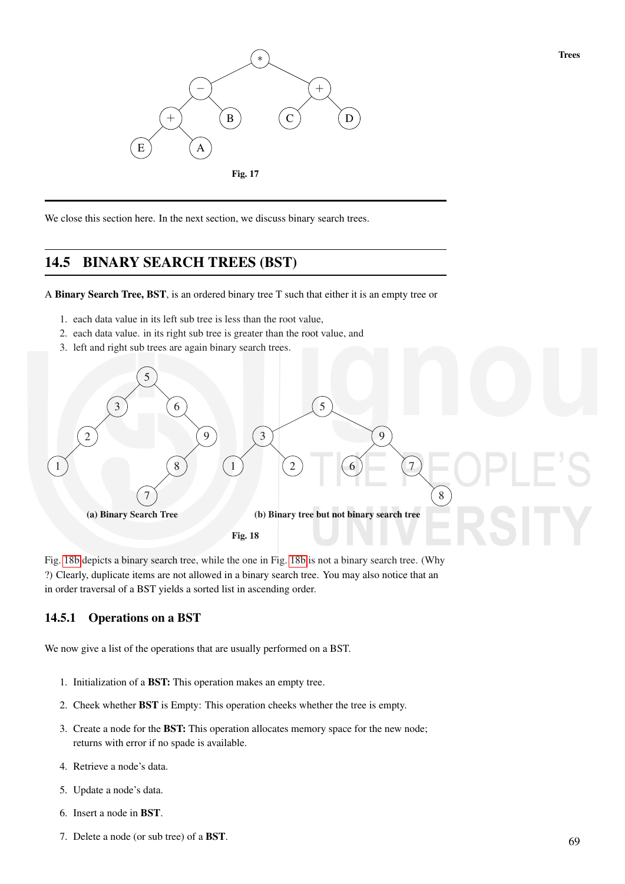Fig. 17

We close this section here. In the next section, we discuss binary search trees.

## 14.5 BINARY SEARCH TREES (BST)

A **Binary Search Tree, BST**, is an ordered binary tree T such that either it is an empty tree or

1. each data value in its left sub tree is less than the root value,
2. each data value. in its right sub tree is greater than the root value, and
3. left and right sub trees are again binary search trees.

(a) Binary Search Tree

(b) Binary tree but not binary search tree

Fig. 18

Fig. 18b depicts a binary search tree, while the one in Fig. 18b is not a binary search tree. (Why ?) Clearly, duplicate items are not allowed in a binary search tree. You may also notice that an in order traversal of a BST yields a sorted list in ascending order.

### 14.5.1 Operations on a BST

We now give a list of the operations that are usually performed on a BST.

1. Initialization of a **BST:** This operation makes an empty tree.
2. Cheek whether **BST** is Empty: This operation cheeks whether the tree is empty.
3. Create a node for the **BST:** This operation allocates memory space for the new node; returns with error if no spade is available.
4. Retrieve a node's data.
5. Update a node's data.
6. Insert a node in **BST**.
7. Delete a node (or sub tree) of a **BST**.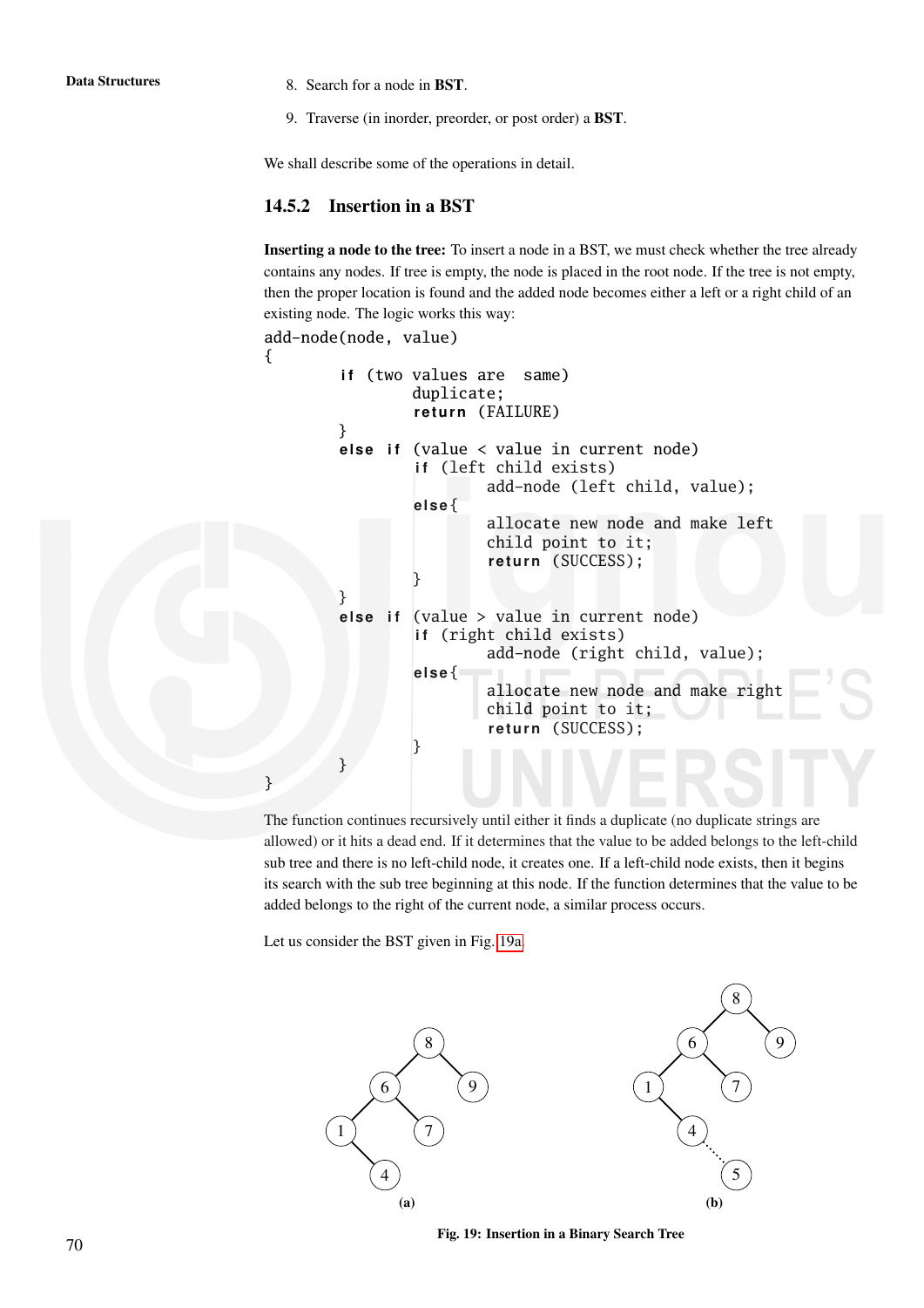8. Search for a node in **BST**.

9. Traverse (in inorder, preorder, or post order) a **BST**.

We shall describe some of the operations in detail.

### 14.5.2 Insertion in a BST

**Inserting a node to the tree:** To insert a node in a BST, we must check whether the tree already contains any nodes. If tree is empty, the node is placed in the root node. If the tree is not empty, then the proper location is found and the added node becomes either a left or a right child of an existing node. The logic works this way:

```
add-node(node, value)
{
        if (two values are  same)
                duplicate;
                return (FAILURE)
        }
        else if (value < value in current node)
                if (left child exists)
                        add-node (left child, value);
                else{
                        allocate new node and make left
                        child point to it;
                        return (SUCCESS);
                }
        }
        else if (value > value in current node)
                if (right child exists)
                        add-node (right child, value);
                else{
                        allocate new node and make right
                        child point to it;
                        return (SUCCESS);
                }
        }
}
```

The function continues recursively until either it finds a duplicate (no duplicate strings are allowed) or it hits a dead end. If it determines that the value to be added belongs to the left-child sub tree and there is no left-child node, it creates one. If a left-child node exists, then it begins its search with the sub tree beginning at this node. If the function determines that the value to be added belongs to the right of the current node, a similar process occurs.

Let us consider the BST given in Fig. 19a.

Fig. 19: Insertion in a Binary Search Tree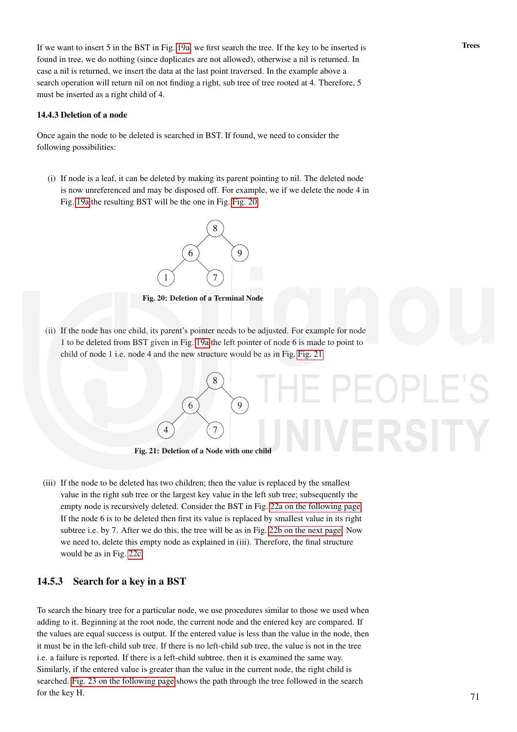If we want to insert 5 in the BST in Fig. 19a we first search the tree. If the key to be inserted is found in tree, we do nothing (since duplicates are not allowed), otherwise a nil is returned. In case a nil is returned, we insert the data at the last point traversed. In the example above a search operation will return nil on not finding a right, sub tree of tree rooted at 4. Therefore, 5 must be inserted as a right child of 4.

**14.4.3 Deletion of a node**

Once again the node to be deleted is searched in BST. If found, we need to consider the following possibilities:

(i) If node is a leaf, it can be deleted by making its parent pointing to nil. The deleted node is now unreferenced and may be disposed off. For example, we if we delete the node 4 in Fig. 19a the resulting BST will be the one in Fig. Fig. 20

**Fig. 20: Deletion of a Terminal Node**

(ii) If the node has one child, its parent's pointer needs to be adjusted. For example for node 1 to be deleted from BST given in Fig. 19a the left pointer of node 6 is made to point to child of node 1 i.e. node 4 and the new structure would be as in Fig. Fig. 21

**Fig. 21: Deletion of a Node with one child**

(iii) If the node to be deleted has two children; then the value is replaced by the smallest value in the right sub tree or the largest key value in the left sub tree; subsequently the empty node is recursively deleted. Consider the BST in Fig. 22a on the following page. If the node 6 is to be deleted then first its value is replaced by smallest value in its right subtree i.e. by 7. After we do this, the tree will be as in Fig. 22b on the next page. Now we need to, delete this empty node as explained in (iii). Therefore, the final structure would be as in Fig. 22c

## 14.5.3 Search for a key in a BST

To search the binary tree for a particular node, we use procedures similar to those we used when adding to it. Beginning at the root node, the current node and the entered key are compared. If the values are equal success is output. If the entered value is less than the value in the node, then it must be in the left-child sub tree. If there is no left-child sub tree, the value is not in the tree i.e. a failure is reported. If there is a left-child subtree, then it is examined the same way. Similarly, if the entered value is greater than the value in the current node, the right child is searched. Fig. 23 on the following page shows the path through the tree followed in the search for the key H.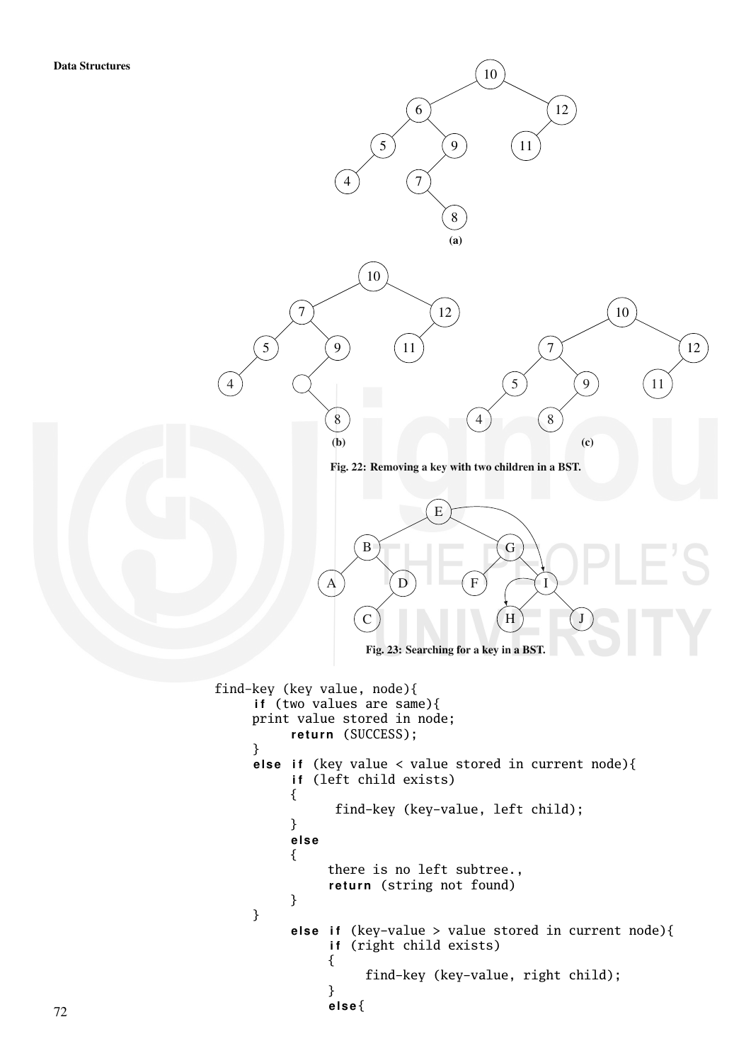**(a)**

**(b)**

**(c)**

**Fig. 22: Removing a key with two children in a BST.**

**Fig. 23: Searching for a key in a BST.**

```
find-key (key value, node){
      if (two values are same){
      print value stored in node;
            return (SUCCESS);
      }
      else if (key value < value stored in current node){
            if (left child exists)
            {
                   find-key (key-value, left child);
            }
            else
            {
                  there is no left subtree.,
                  return (string not found)
            }
      }
            else if (key-value > value stored in current node){
                  if (right child exists)
                  {
                        find-key (key-value, right child);
                  }
                  else{
```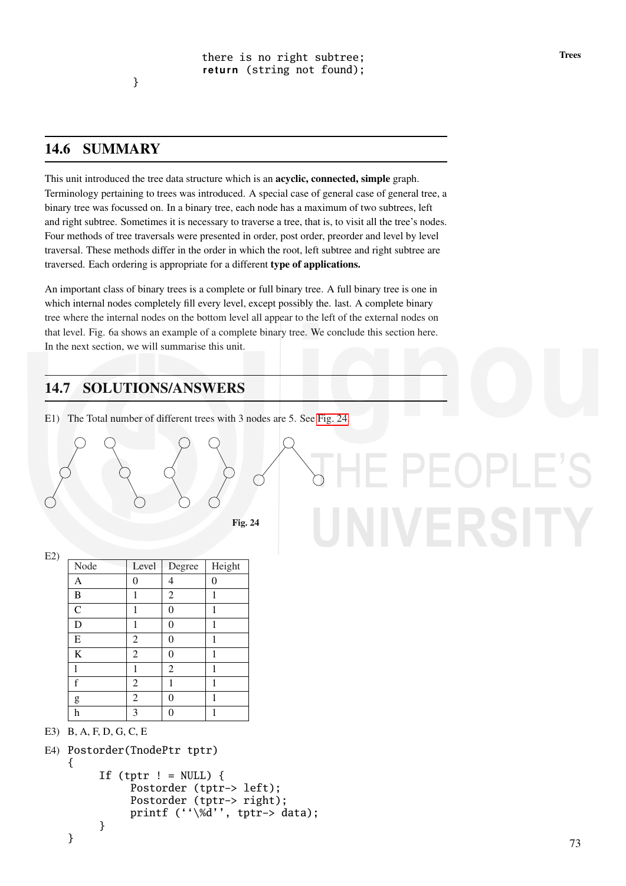```
            there is no right subtree;
            return (string not found);
    }
```

## 14.6 SUMMARY

This unit introduced the tree data structure which is an **acyclic, connected, simple** graph. Terminology pertaining to trees was introduced. A special case of general case of general tree, a binary tree was focussed on. In a binary tree, each node has a maximum of two subtrees, left and right subtree. Sometimes it is necessary to traverse a tree, that is, to visit all the tree's nodes. Four methods of tree traversals were presented in order, post order, preorder and level by level traversal. These methods differ in the order in which the root, left subtree and right subtree are traversed. Each ordering is appropriate for a different **type of applications.**

An important class of binary trees is a complete or full binary tree. A full binary tree is one in which internal nodes completely fill every level, except possibly the. last. A complete binary tree where the internal nodes on the bottom level all appear to the left of the external nodes on that level. Fig. 6a shows an example of a complete binary tree. We conclude this section here. In the next section, we will summarise this unit.

## 14.7 SOLUTIONS/ANSWERS

E1) The Total number of different trees with 3 nodes are 5. See Fig. 24

**Fig. 24**

E2)

| Node | Level | Degree | Height |
|---|---|---|---|
| A | 0 | 4 | 0 |
| B | 1 | 2 | 1 |
| C | 1 | 0 | 1 |
| D | 1 | 0 | 1 |
| E | 2 | 0 | 1 |
| K | 2 | 0 | 1 |
| l | 1 | 2 | 1 |
| f | 2 | 1 | 1 |
| g | 2 | 0 | 1 |
| h | 3 | 0 | 1 |

E3) B, A, F, D, G, C, E

E4)
```
Postorder(TnodePtr tptr)
{
      If (tptr ! = NULL) {
            Postorder (tptr-> left);
            Postorder (tptr-> right);
            printf (''\%d'', tptr-> data);
      }
}
```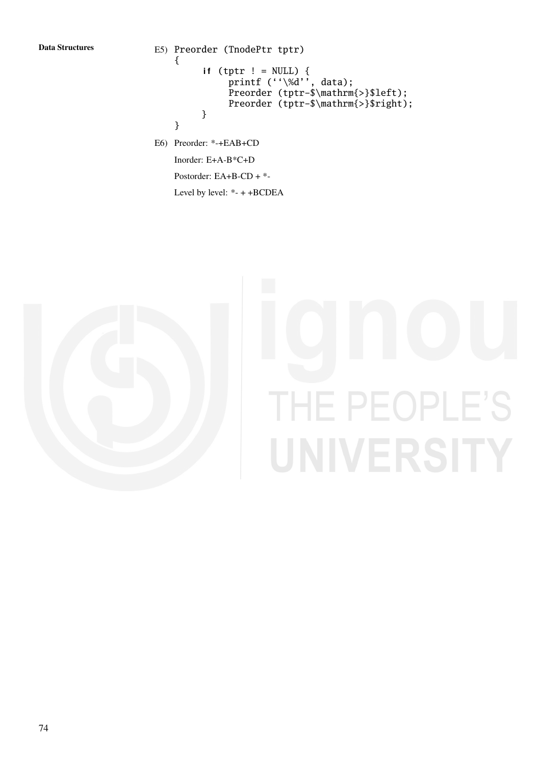E5)
```
Preorder (TnodePtr tptr)
{
      if (tptr ! = NULL) {
           printf (''\%d'', data);
           Preorder (tptr->left);
           Preorder (tptr->right);
      }
}
```

E6) Preorder: *-+EAB+CD

Inorder: E+A-B*C+D

Postorder: EA+B-CD + *-

Level by level: *- + +BCDEA